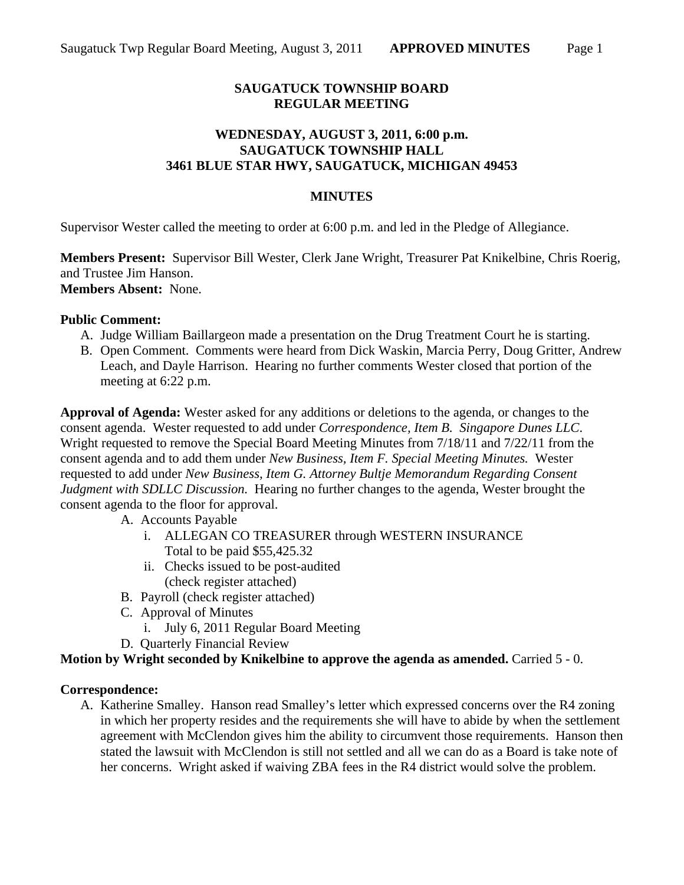# SAUGATUCK TOWNSHIP BOARD
# REGULAR MEETING

### WEDNESDAY, AUGUST 3, 2011, 6:00 p.m.
### SAUGATUCK TOWNSHIP HALL
### 3461 BLUE STAR HWY, SAUGATUCK, MICHIGAN 49453

## MINUTES

Supervisor Wester called the meeting to order at 6:00 p.m. and led in the Pledge of Allegiance.

**Members Present:** Supervisor Bill Wester, Clerk Jane Wright, Treasurer Pat Knikelbine, Chris Roerig, and Trustee Jim Hanson.
**Members Absent:** None.

**Public Comment:**

A. Judge William Baillargeon made a presentation on the Drug Treatment Court he is starting.
B. Open Comment. Comments were heard from Dick Waskin, Marcia Perry, Doug Gritter, Andrew Leach, and Dayle Harrison. Hearing no further comments Wester closed that portion of the meeting at 6:22 p.m.

**Approval of Agenda:** Wester asked for any additions or deletions to the agenda, or changes to the consent agenda. Wester requested to add under *Correspondence, Item B. Singapore Dunes LLC*. Wright requested to remove the Special Board Meeting Minutes from 7/18/11 and 7/22/11 from the consent agenda and to add them under *New Business, Item F. Special Meeting Minutes.* Wester requested to add under *New Business, Item G. Attorney Bultje Memorandum Regarding Consent Judgment with SDLLC Discussion.* Hearing no further changes to the agenda, Wester brought the consent agenda to the floor for approval.

A. Accounts Payable
   i. ALLEGAN CO TREASURER through WESTERN INSURANCE
      Total to be paid $55,425.32
   ii. Checks issued to be post-audited
      (check register attached)
B. Payroll (check register attached)
C. Approval of Minutes
   i. July 6, 2011 Regular Board Meeting
D. Quarterly Financial Review

**Motion by Wright seconded by Knikelbine to approve the agenda as amended.** Carried 5 - 0.

**Correspondence:**

A. Katherine Smalley. Hanson read Smalley's letter which expressed concerns over the R4 zoning in which her property resides and the requirements she will have to abide by when the settlement agreement with McClendon gives him the ability to circumvent those requirements. Hanson then stated the lawsuit with McClendon is still not settled and all we can do as a Board is take note of her concerns. Wright asked if waiving ZBA fees in the R4 district would solve the problem.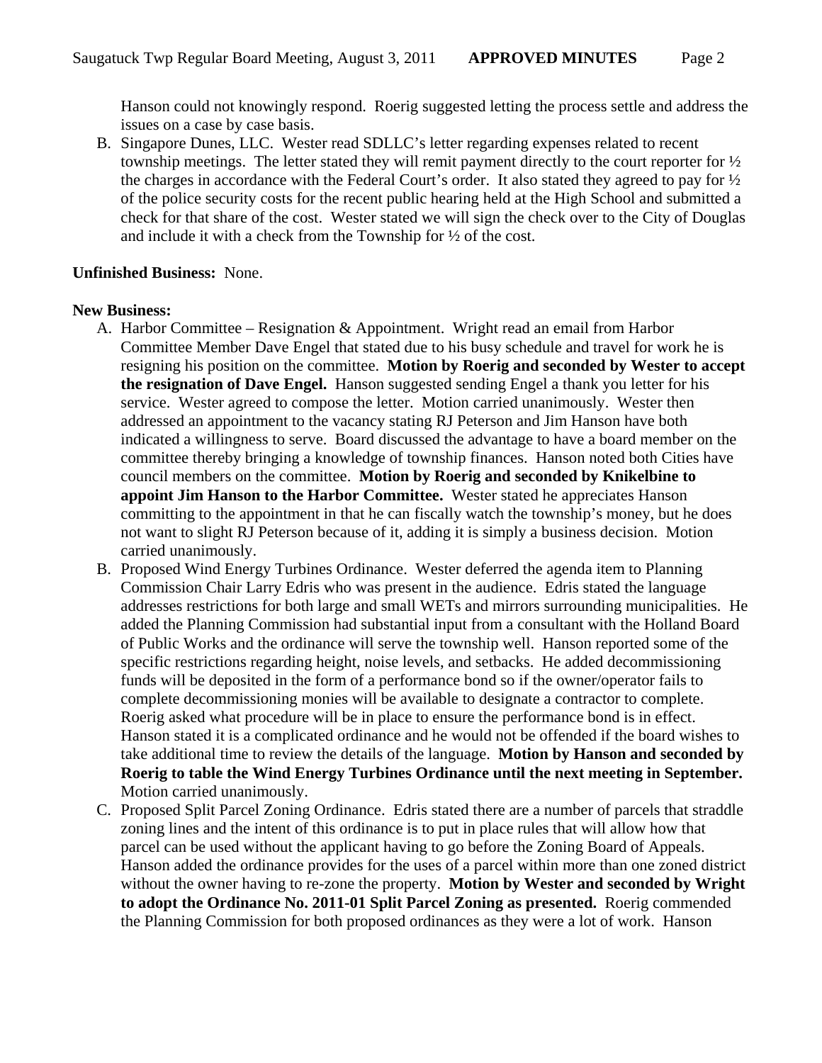Hanson could not knowingly respond. Roerig suggested letting the process settle and address the issues on a case by case basis.

B. Singapore Dunes, LLC. Wester read SDLLC's letter regarding expenses related to recent township meetings. The letter stated they will remit payment directly to the court reporter for ½ the charges in accordance with the Federal Court's order. It also stated they agreed to pay for ½ of the police security costs for the recent public hearing held at the High School and submitted a check for that share of the cost. Wester stated we will sign the check over to the City of Douglas and include it with a check from the Township for ½ of the cost.

**Unfinished Business:** None.

**New Business:**

A. Harbor Committee – Resignation & Appointment. Wright read an email from Harbor Committee Member Dave Engel that stated due to his busy schedule and travel for work he is resigning his position on the committee. **Motion by Roerig and seconded by Wester to accept the resignation of Dave Engel.** Hanson suggested sending Engel a thank you letter for his service. Wester agreed to compose the letter. Motion carried unanimously. Wester then addressed an appointment to the vacancy stating RJ Peterson and Jim Hanson have both indicated a willingness to serve. Board discussed the advantage to have a board member on the committee thereby bringing a knowledge of township finances. Hanson noted both Cities have council members on the committee. **Motion by Roerig and seconded by Knikelbine to appoint Jim Hanson to the Harbor Committee.** Wester stated he appreciates Hanson committing to the appointment in that he can fiscally watch the township's money, but he does not want to slight RJ Peterson because of it, adding it is simply a business decision. Motion carried unanimously.

B. Proposed Wind Energy Turbines Ordinance. Wester deferred the agenda item to Planning Commission Chair Larry Edris who was present in the audience. Edris stated the language addresses restrictions for both large and small WETs and mirrors surrounding municipalities. He added the Planning Commission had substantial input from a consultant with the Holland Board of Public Works and the ordinance will serve the township well. Hanson reported some of the specific restrictions regarding height, noise levels, and setbacks. He added decommissioning funds will be deposited in the form of a performance bond so if the owner/operator fails to complete decommissioning monies will be available to designate a contractor to complete. Roerig asked what procedure will be in place to ensure the performance bond is in effect. Hanson stated it is a complicated ordinance and he would not be offended if the board wishes to take additional time to review the details of the language. **Motion by Hanson and seconded by Roerig to table the Wind Energy Turbines Ordinance until the next meeting in September.** Motion carried unanimously.

C. Proposed Split Parcel Zoning Ordinance. Edris stated there are a number of parcels that straddle zoning lines and the intent of this ordinance is to put in place rules that will allow how that parcel can be used without the applicant having to go before the Zoning Board of Appeals. Hanson added the ordinance provides for the uses of a parcel within more than one zoned district without the owner having to re-zone the property. **Motion by Wester and seconded by Wright to adopt the Ordinance No. 2011-01 Split Parcel Zoning as presented.** Roerig commended the Planning Commission for both proposed ordinances as they were a lot of work. Hanson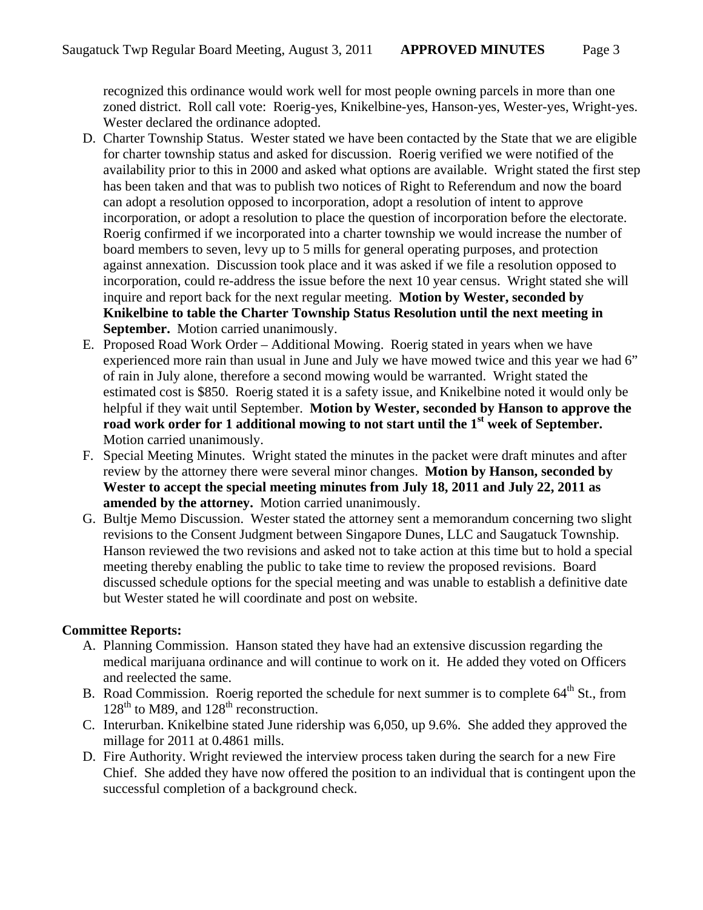recognized this ordinance would work well for most people owning parcels in more than one zoned district. Roll call vote: Roerig-yes, Knikelbine-yes, Hanson-yes, Wester-yes, Wright-yes. Wester declared the ordinance adopted.

D. Charter Township Status. Wester stated we have been contacted by the State that we are eligible for charter township status and asked for discussion. Roerig verified we were notified of the availability prior to this in 2000 and asked what options are available. Wright stated the first step has been taken and that was to publish two notices of Right to Referendum and now the board can adopt a resolution opposed to incorporation, adopt a resolution of intent to approve incorporation, or adopt a resolution to place the question of incorporation before the electorate. Roerig confirmed if we incorporated into a charter township we would increase the number of board members to seven, levy up to 5 mills for general operating purposes, and protection against annexation. Discussion took place and it was asked if we file a resolution opposed to incorporation, could re-address the issue before the next 10 year census. Wright stated she will inquire and report back for the next regular meeting. **Motion by Wester, seconded by Knikelbine to table the Charter Township Status Resolution until the next meeting in September.** Motion carried unanimously.
E. Proposed Road Work Order – Additional Mowing. Roerig stated in years when we have experienced more rain than usual in June and July we have mowed twice and this year we had 6" of rain in July alone, therefore a second mowing would be warranted. Wright stated the estimated cost is $850. Roerig stated it is a safety issue, and Knikelbine noted it would only be helpful if they wait until September. **Motion by Wester, seconded by Hanson to approve the road work order for 1 additional mowing to not start until the 1st week of September.** Motion carried unanimously.
F. Special Meeting Minutes. Wright stated the minutes in the packet were draft minutes and after review by the attorney there were several minor changes. **Motion by Hanson, seconded by Wester to accept the special meeting minutes from July 18, 2011 and July 22, 2011 as amended by the attorney.** Motion carried unanimously.
G. Bultje Memo Discussion. Wester stated the attorney sent a memorandum concerning two slight revisions to the Consent Judgment between Singapore Dunes, LLC and Saugatuck Township. Hanson reviewed the two revisions and asked not to take action at this time but to hold a special meeting thereby enabling the public to take time to review the proposed revisions. Board discussed schedule options for the special meeting and was unable to establish a definitive date but Wester stated he will coordinate and post on website.

**Committee Reports:**

A. Planning Commission. Hanson stated they have had an extensive discussion regarding the medical marijuana ordinance and will continue to work on it. He added they voted on Officers and reelected the same.
B. Road Commission. Roerig reported the schedule for next summer is to complete 64th St., from 128th to M89, and 128th reconstruction.
C. Interurban. Knikelbine stated June ridership was 6,050, up 9.6%. She added they approved the millage for 2011 at 0.4861 mills.
D. Fire Authority. Wright reviewed the interview process taken during the search for a new Fire Chief. She added they have now offered the position to an individual that is contingent upon the successful completion of a background check.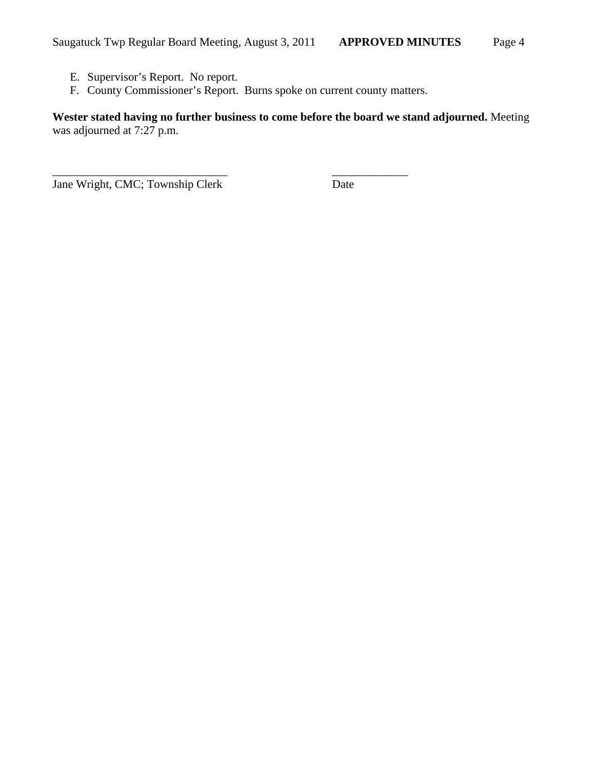E. Supervisor's Report. No report.
F. County Commissioner's Report. Burns spoke on current county matters.

**Wester stated having no further business to come before the board we stand adjourned.** Meeting was adjourned at 7:27 p.m.

_______________________________ _____________
Jane Wright, CMC; Township Clerk Date